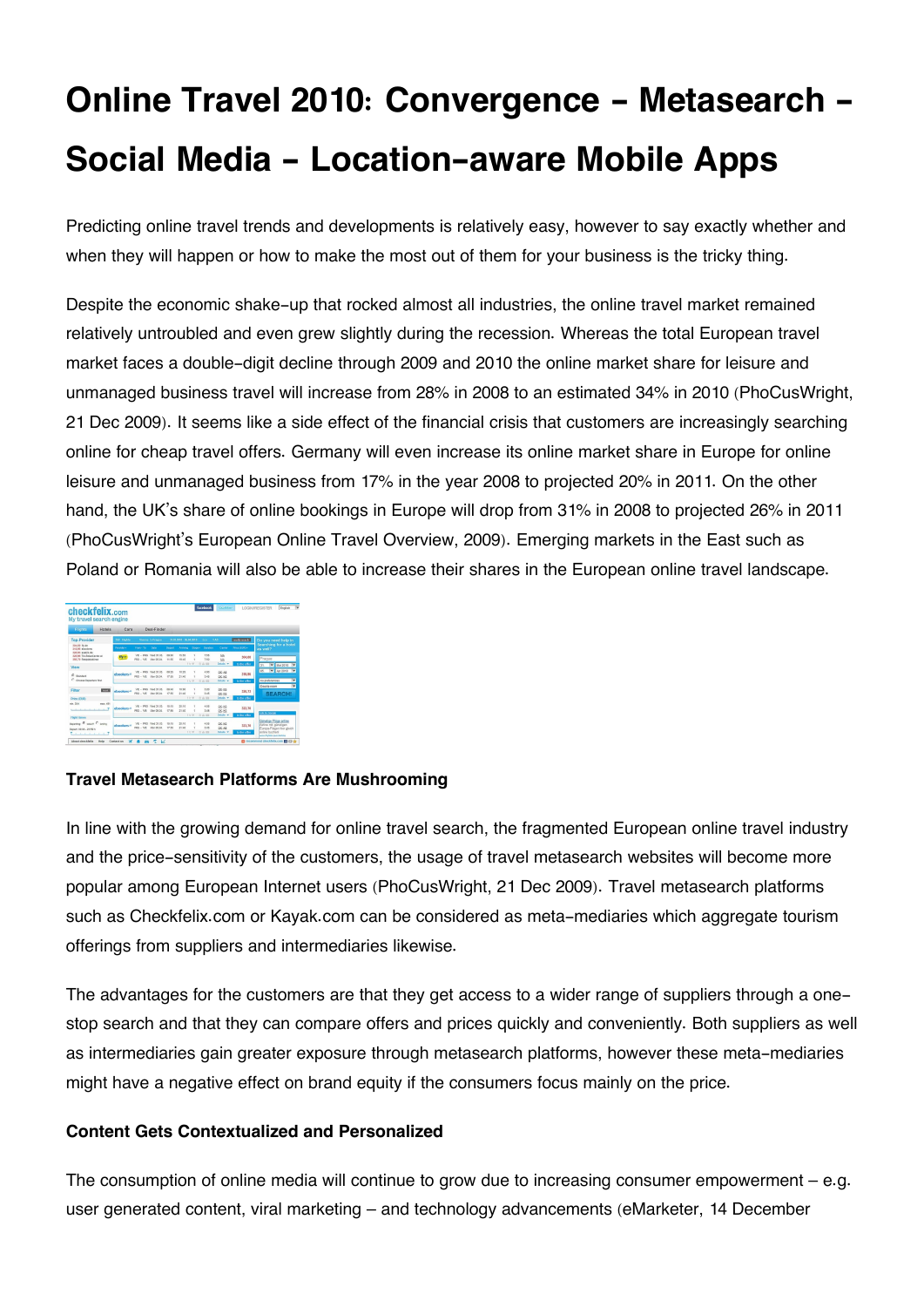# Online Travel 2010: Convergence – Metasearch – Social Media – Location-aware Mobile Apps

Predicting online travel trends and developments is relatively easy, however to say exactly whether and when they will happen or how to make the most out of them for your business is the tricky thing.

Despite the economic shake-up that rocked almost all industries, the online travel market remained relatively untroubled and even grew slightly during the recession. Whereas the total European travel market faces a double-digit decline through 2009 and 2010 the online market share for leisure and unmanaged business travel will increase from 28% in 2008 to an estimated 34% in 2010 (PhoCusWright, 21 Dec 2009). It seems like a side effect of the financial crisis that customers are increasingly searching online for cheap travel offers. Germany will even increase its online market share in Europe for online leisure and unmanaged business from 17% in the year 2008 to projected 20% in 2011. On the other hand, the UK's share of online bookings in Europe will drop from 31% in 2008 to projected 26% in 2011 (PhoCusWright's European Online Travel Overview, 2009). Emerging markets in the East such as Poland or Romania will also be able to increase their shares in the European online travel landscape.

**Travel Metasearch Platforms Are Mushrooming**

In line with the growing demand for online travel search, the fragmented European online travel industry and the price-sensitivity of the customers, the usage of travel metasearch websites will become more popular among European Internet users (PhoCusWright, 21 Dec 2009). Travel metasearch platforms such as Checkfelix.com or Kayak.com can be considered as meta-mediaries which aggregate tourism offerings from suppliers and intermediaries likewise.

The advantages for the customers are that they get access to a wider range of suppliers through a one-stop search and that they can compare offers and prices quickly and conveniently. Both suppliers as well as intermediaries gain greater exposure through metasearch platforms, however these meta-mediaries might have a negative effect on brand equity if the consumers focus mainly on the price.

**Content Gets Contextualized and Personalized**

The consumption of online media will continue to grow due to increasing consumer empowerment – e.g. user generated content, viral marketing – and technology advancements (eMarketer, 14 December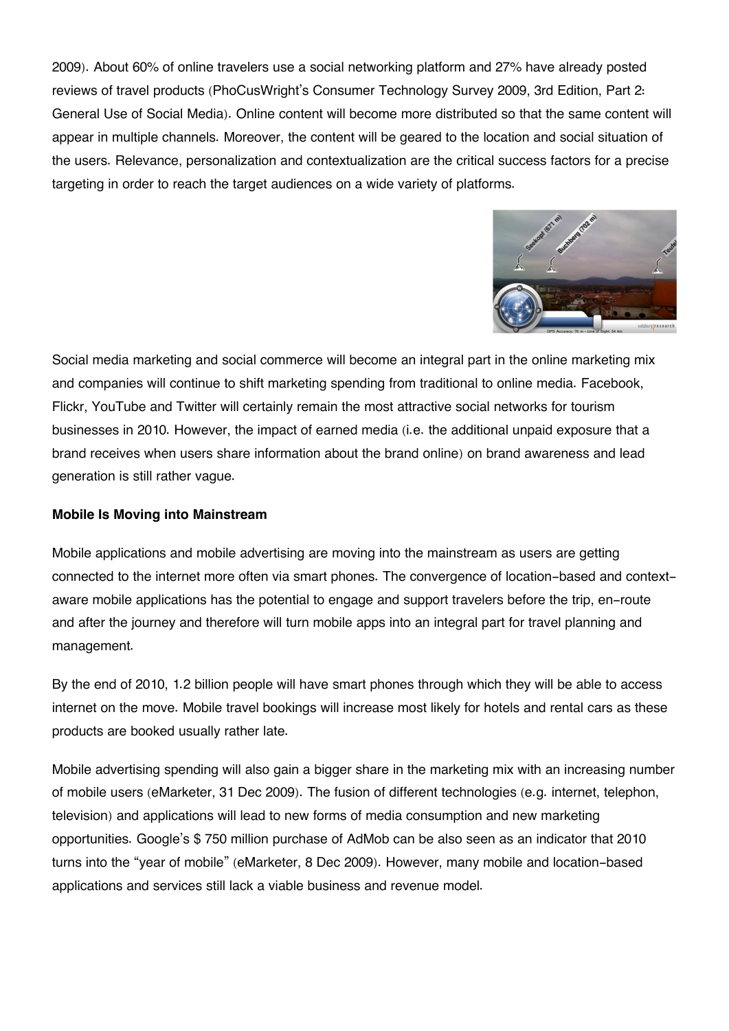2009). About 60% of online travelers use a social networking platform and 27% have already posted reviews of travel products (PhoCusWright's Consumer Technology Survey 2009, 3rd Edition, Part 2: General Use of Social Media). Online content will become more distributed so that the same content will appear in multiple channels. Moreover, the content will be geared to the location and social situation of the users. Relevance, personalization and contextualization are the critical success factors for a precise targeting in order to reach the target audiences on a wide variety of platforms.

Social media marketing and social commerce will become an integral part in the online marketing mix and companies will continue to shift marketing spending from traditional to online media. Facebook, Flickr, YouTube and Twitter will certainly remain the most attractive social networks for tourism businesses in 2010. However, the impact of earned media (i.e. the additional unpaid exposure that a brand receives when users share information about the brand online) on brand awareness and lead generation is still rather vague.

**Mobile Is Moving into Mainstream**

Mobile applications and mobile advertising are moving into the mainstream as users are getting connected to the internet more often via smart phones. The convergence of location-based and context-aware mobile applications has the potential to engage and support travelers before the trip, en-route and after the journey and therefore will turn mobile apps into an integral part for travel planning and management.

By the end of 2010, 1.2 billion people will have smart phones through which they will be able to access internet on the move. Mobile travel bookings will increase most likely for hotels and rental cars as these products are booked usually rather late.

Mobile advertising spending will also gain a bigger share in the marketing mix with an increasing number of mobile users (eMarketer, 31 Dec 2009). The fusion of different technologies (e.g. internet, telephon, television) and applications will lead to new forms of media consumption and new marketing opportunities. Google's $ 750 million purchase of AdMob can be also seen as an indicator that 2010 turns into the "year of mobile" (eMarketer, 8 Dec 2009). However, many mobile and location-based applications and services still lack a viable business and revenue model.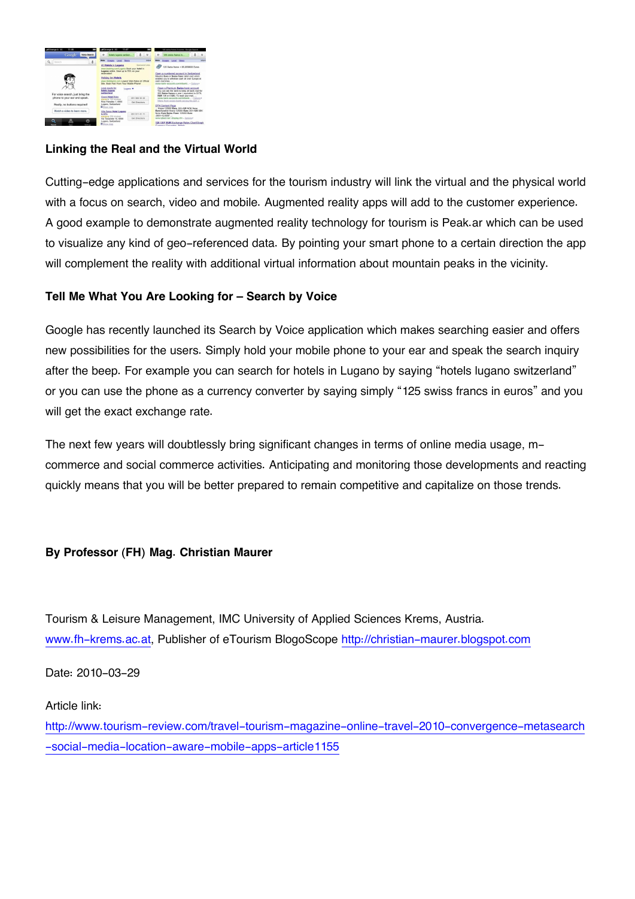**Linking the Real and the Virtual World**

Cutting-edge applications and services for the tourism industry will link the virtual and the physical world with a focus on search, video and mobile. Augmented reality apps will add to the customer experience. A good example to demonstrate augmented reality technology for tourism is Peak.ar which can be used to visualize any kind of geo-referenced data. By pointing your smart phone to a certain direction the app will complement the reality with additional virtual information about mountain peaks in the vicinity.

**Tell Me What You Are Looking for – Search by Voice**

Google has recently launched its Search by Voice application which makes searching easier and offers new possibilities for the users. Simply hold your mobile phone to your ear and speak the search inquiry after the beep. For example you can search for hotels in Lugano by saying "hotels lugano switzerland" or you can use the phone as a currency converter by saying simply "125 swiss francs in euros" and you will get the exact exchange rate.

The next few years will doubtlessly bring significant changes in terms of online media usage, m-commerce and social commerce activities. Anticipating and monitoring those developments and reacting quickly means that you will be better prepared to remain competitive and capitalize on those trends.

**By Professor (FH) Mag. Christian Maurer**

Tourism & Leisure Management, IMC University of Applied Sciences Krems, Austria.
www.fh-krems.ac.at, Publisher of eTourism BlogoScope http://christian-maurer.blogspot.com

Date: 2010-03-29

Article link:
http://www.tourism-review.com/travel-tourism-magazine-online-travel-2010-convergence-metasearch-social-media-location-aware-mobile-apps-article1155